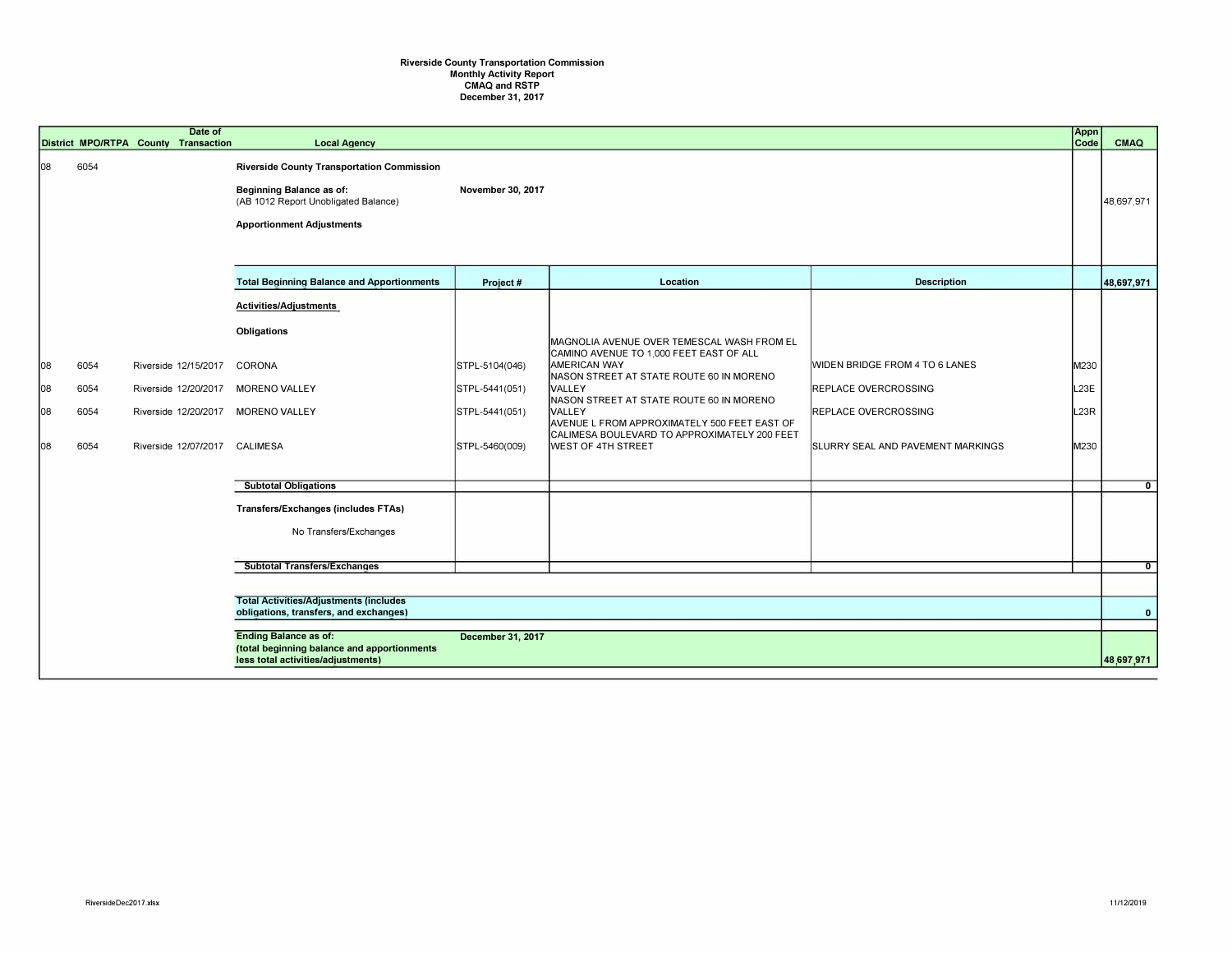**Riverside County Transportation Commission**
**Monthly Activity Report**
**CMAQ and RSTP**
**December 31, 2017**

| District | MPO/RTPA | County | Date of Transaction | Local Agency | Project # | Location | Description | Appn Code | CMAQ |
|---|---|---|---|---|---|---|---|---|---|
| 08 | 6054 | | | **Riverside County Transportation Commission** | | | | | |
| | | | | **Beginning Balance as of:** (AB 1012 Report Unobligated Balance) | **November 30, 2017** | | | | 48,697,971 |
| | | | | **Apportionment Adjustments** | | | | | |
| | | | | **Total Beginning Balance and Apportionments** | **Project #** | **Location** | **Description** | | **48,697,971** |
| | | | | **Activities/Adjustments** | | | | | |
| | | | | **Obligations** | | | | | |
| 08 | 6054 | Riverside | 12/15/2017 | CORONA | STPL-5104(046) | MAGNOLIA AVENUE OVER TEMESCAL WASH FROM EL CAMINO AVENUE TO 1,000 FEET EAST OF ALL AMERICAN WAY | WIDEN BRIDGE FROM 4 TO 6 LANES | M230 | |
| 08 | 6054 | Riverside | 12/20/2017 | MORENO VALLEY | STPL-5441(051) | NASON STREET AT STATE ROUTE 60 IN MORENO VALLEY | REPLACE OVERCROSSING | L23E | |
| 08 | 6054 | Riverside | 12/20/2017 | MORENO VALLEY | STPL-5441(051) | NASON STREET AT STATE ROUTE 60 IN MORENO VALLEY | REPLACE OVERCROSSING | L23R | |
| 08 | 6054 | Riverside | 12/07/2017 | CALIMESA | STPL-5460(009) | AVENUE L FROM APPROXIMATELY 500 FEET EAST OF CALIMESA BOULEVARD TO APPROXIMATELY 200 FEET WEST OF 4TH STREET | SLURRY SEAL AND PAVEMENT MARKINGS | M230 | |
| | | | | **Subtotal Obligations** | | | | | **0** |
| | | | | **Transfers/Exchanges (includes FTAs)** | | | | | |
| | | | | No Transfers/Exchanges | | | | | |
| | | | | **Subtotal Transfers/Exchanges** | | | | | **0** |
| | | | | **Total Activities/Adjustments (includes obligations, transfers, and exchanges)** | | | | | **0** |
| | | | | **Ending Balance as of:** (total beginning balance and apportionments less total activities/adjustments) | **December 31, 2017** | | | | **48,697,971** |

RiversideDec2017.xlsx

11/12/2019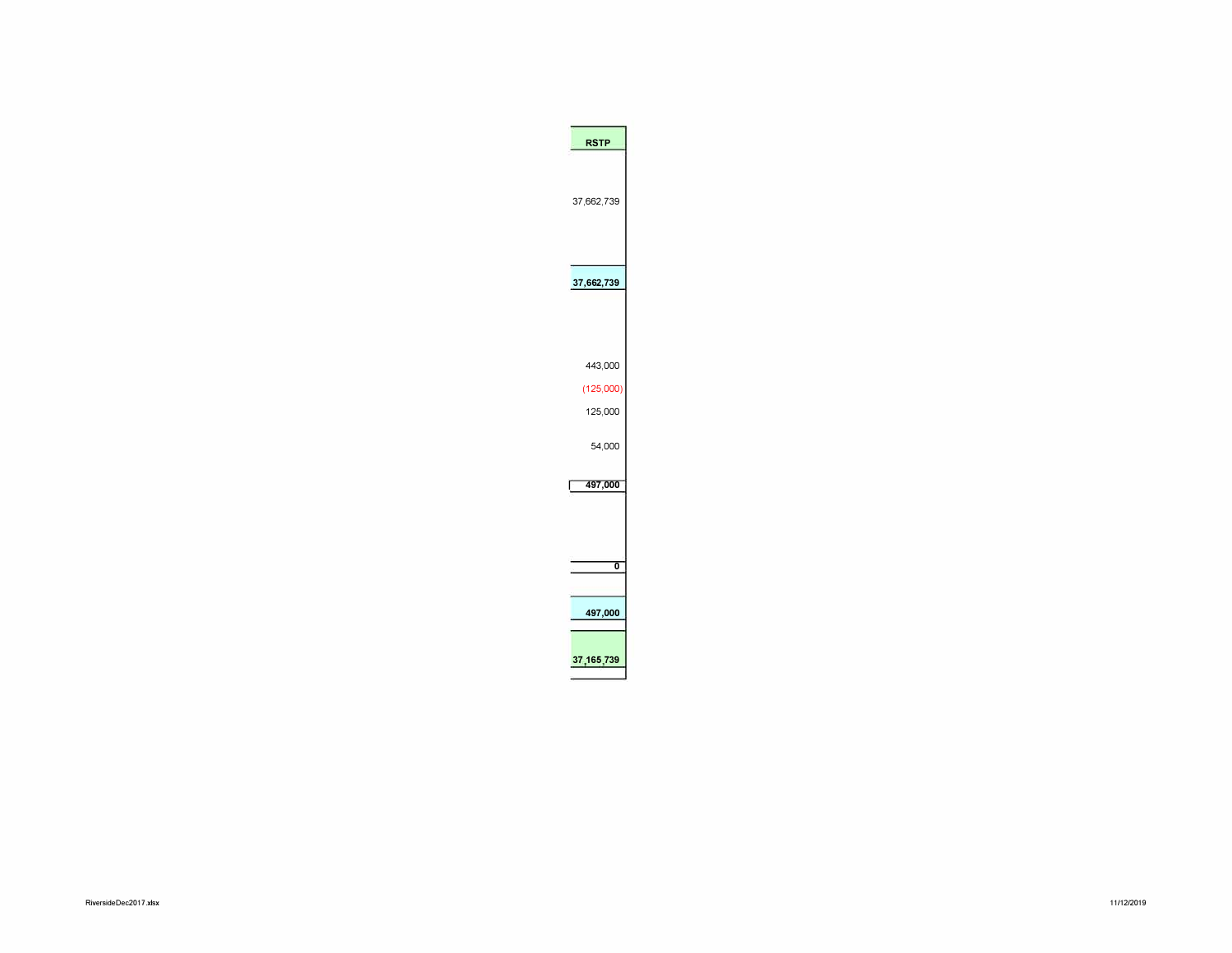| RSTP |
| --- |
| |
| 37,662,739 |
| |
| **37,662,739** |
| |
| 443,000 |
| (125,000) |
| 125,000 |
| 54,000 |
| **497,000** |
| |
| **0** |
| |
| **497,000** |
| **37,165,739** |